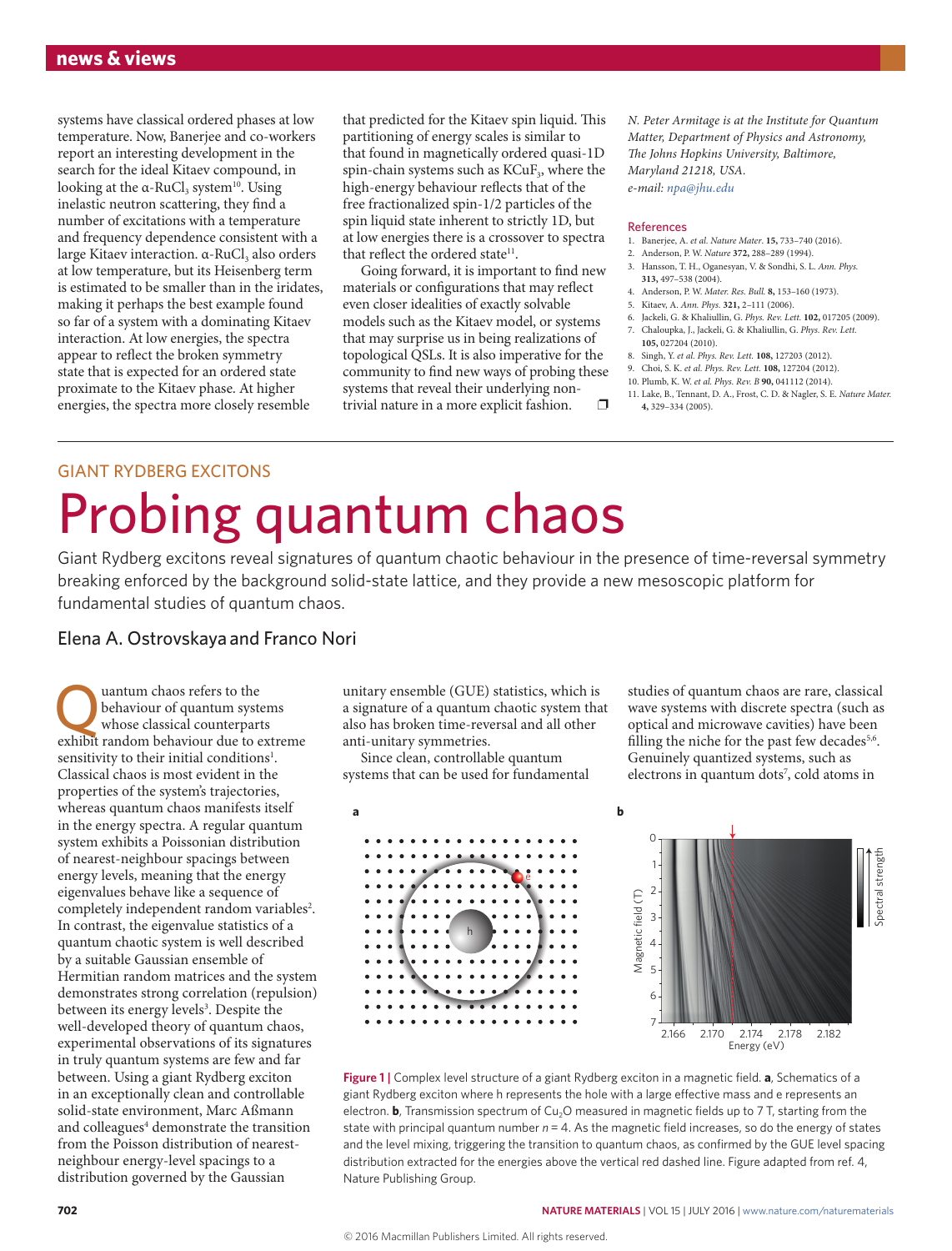systems have classical ordered phases at low temperature. Now, Banerjee and co-workers report an interesting development in the search for the ideal Kitaev compound, in looking at the α-$RuCl_3$ system[10]. Using inelastic neutron scattering, they find a number of excitations with a temperature and frequency dependence consistent with a large Kitaev interaction. α-$RuCl_3$ also orders at low temperature, but its Heisenberg term is estimated to be smaller than in the iridates, making it perhaps the best example found so far of a system with a dominating Kitaev interaction. At low energies, the spectra appear to reflect the broken symmetry state that is expected for an ordered state proximate to the Kitaev phase. At higher energies, the spectra more closely resemble that predicted for the Kitaev spin liquid. This partitioning of energy scales is similar to that found in magnetically ordered quasi-1D spin-chain systems such as $KCuF_3$, where the high-energy behaviour reflects that of the free fractionalized spin-1/2 particles of the spin liquid state inherent to strictly 1D, but at low energies there is a crossover to spectra that reflect the ordered state[11].

Going forward, it is important to find new materials or configurations that may reflect even closer idealities of exactly solvable models such as the Kitaev model, or systems that may surprise us in being realizations of topological QSLs. It is also imperative for the community to find new ways of probing these systems that reveal their underlying non-trivial nature in a more explicit fashion. ❐

*N. Peter Armitage is at the Institute for Quantum Matter, Department of Physics and Astronomy, The Johns Hopkins University, Baltimore, Maryland 21218, USA.*
*e-mail: npa@jhu.edu*

## References

1. Banerjee, A. *et al. Nature Mater.* **15,** 733–740 (2016).
2. Anderson, P. W. *Nature* **372,** 288–289 (1994).
3. Hansson, T. H., Oganesyan, V. & Sondhi, S. L. *Ann. Phys.* **313,** 497–538 (2004).
4. Anderson, P. W. *Mater. Res. Bull.* **8,** 153–160 (1973).
5. Kitaev, A. *Ann. Phys.* **321,** 2–111 (2006).
6. Jackeli, G. & Khaliullin, G. *Phys. Rev. Lett.* **102,** 017205 (2009).
7. Chaloupka, J., Jackeli, G. & Khaliullin, G. *Phys. Rev. Lett.* **105,** 027204 (2010).
8. Singh, Y. *et al. Phys. Rev. Lett.* **108,** 127203 (2012).
9. Choi, S. K. *et al. Phys. Rev. Lett.* **108,** 127204 (2012).
10. Plumb, K. W. *et al. Phys. Rev. B* **90,** 041112 (2014).
11. Lake, B., Tennant, D. A., Frost, C. D. & Nagler, S. E. *Nature Mater.* **4,** 329–334 (2005).

---

GIANT RYDBERG EXCITONS

# Probing quantum chaos

Giant Rydberg excitons reveal signatures of quantum chaotic behaviour in the presence of time-reversal symmetry breaking enforced by the background solid-state lattice, and they provide a new mesoscopic platform for fundamental studies of quantum chaos.

### Elena A. Ostrovskaya and Franco Nori

Quantum chaos refers to the behaviour of quantum systems whose classical counterparts exhibit random behaviour due to extreme sensitivity to their initial conditions[1]. Classical chaos is most evident in the properties of the system's trajectories, whereas quantum chaos manifests itself in the energy spectra. A regular quantum system exhibits a Poissonian distribution of nearest-neighbour spacings between energy levels, meaning that the energy eigenvalues behave like a sequence of completely independent random variables[2]. In contrast, the eigenvalue statistics of a quantum chaotic system is well described by a suitable Gaussian ensemble of Hermitian random matrices and the system demonstrates strong correlation (repulsion) between its energy levels[3]. Despite the well-developed theory of quantum chaos, experimental observations of its signatures in truly quantum systems are few and far between. Using a giant Rydberg exciton in an exceptionally clean and controllable solid-state environment, Marc Aßmann and colleagues[4] demonstrate the transition from the Poisson distribution of nearest-neighbour energy-level spacings to a distribution governed by the Gaussian unitary ensemble (GUE) statistics, which is a signature of a quantum chaotic system that also has broken time-reversal and all other anti-unitary symmetries.

Since clean, controllable quantum systems that can be used for fundamental studies of quantum chaos are rare, classical wave systems with discrete spectra (such as optical and microwave cavities) have been filling the niche for the past few decades[5,6]. Genuinely quantized systems, such as electrons in quantum dots[7], cold atoms in

**Figure 1 |** Complex level structure of a giant Rydberg exciton in a magnetic field. **a**, Schematics of a giant Rydberg exciton where h represents the hole with a large effective mass and e represents an electron. **b**, Transmission spectrum of $Cu_2O$ measured in magnetic fields up to 7 T, starting from the state with principal quantum number $n = 4$. As the magnetic field increases, so do the energy of states and the level mixing, triggering the transition to quantum chaos, as confirmed by the GUE level spacing distribution extracted for the energies above the vertical red dashed line. Figure adapted from ref. 4, Nature Publishing Group.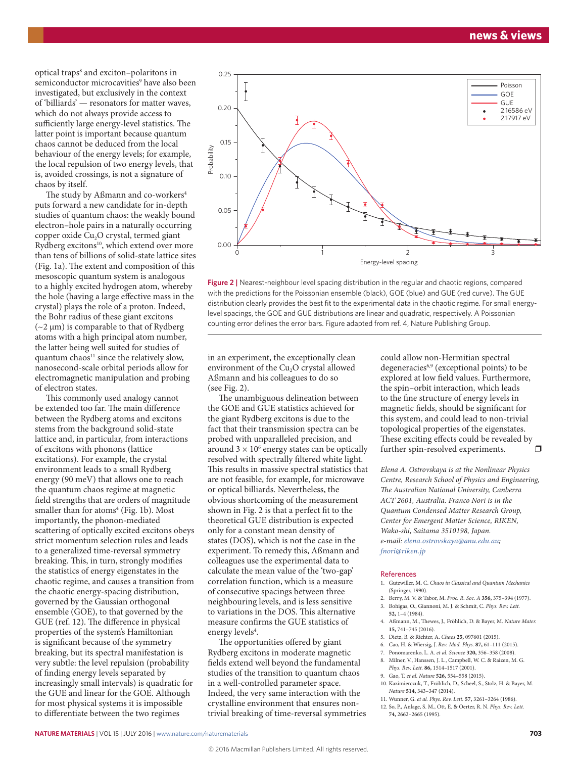optical traps[8] and exciton–polaritons in semiconductor microcavities[9] have also been investigated, but exclusively in the context of 'billiards' — resonators for matter waves, which do not always provide access to sufficiently large energy-level statistics. The latter point is important because quantum chaos cannot be deduced from the local behaviour of the energy levels; for example, the local repulsion of two energy levels, that is, avoided crossings, is not a signature of chaos by itself.

The study by Aßmann and co-workers[4] puts forward a new candidate for in-depth studies of quantum chaos: the weakly bound electron–hole pairs in a naturally occurring copper oxide $Cu_2O$ crystal, termed giant Rydberg excitons[10], which extend over more than tens of billions of crystal lattice sites (Fig. 1a). The extent and composition of this mesoscopic quantum system is analogous to a highly excited hydrogen atom, whereby the hole (having a large effective mass in the crystal) plays the role of a proton. Indeed, the Bohr radius of these giant excitons (~2 μm) is comparable to that of Rydberg atoms with a high principal atom number, the latter being well suited for studies of quantum chaos[11] since the relatively slow, nanosecond-scale orbital periods allow for electromagnetic manipulation and probing of electron states.

This commonly used analogy cannot be extended too far. The main difference between the Rydberg atoms and excitons stems from the background solid-state lattice and, in particular, from interactions of excitons with phonons (lattice excitations). For example, the crystal environment leads to a small Rydberg energy (90 meV) that allows one to reach the quantum chaos regime at magnetic field strengths that are orders of magnitude smaller than for atoms[4] (Fig. 1b). Most importantly, the phonon-mediated scattering of optically excited excitons obeys strict momentum selection rules and leads to a generalized time-reversal symmetry breaking. This, in turn, strongly modifies the statistics of energy eigenstates in the chaotic regime, and causes a transition from the chaotic energy-spacing distribution, governed by the Gaussian orthogonal ensemble (GOE), to that governed by the GUE (ref. 12). The difference in physical properties of the system's Hamiltonian is significant because of the symmetry breaking, but its spectral manifestation is very subtle: the level repulsion (probability of finding energy levels separated by increasingly small intervals) is quadratic for the GUE and linear for the GOE. Although for most physical systems it is impossible to differentiate between the two regimes in an experiment, the exceptionally clean environment of the $Cu_2O$ crystal allowed Aßmann and his colleagues to do so (see Fig. 2).

0.25
0.20
0.15
0.10
0.05
0.00
Probability
0
1
2
3
Energy-level spacing
Poisson
GOE
GUE
2.16586 eV
2.17917 eV

**Figure 2 |** Nearest-neighbour level spacing distribution in the regular and chaotic regions, compared with the predictions for the Poissonian ensemble (black), GOE (blue) and GUE (red curve). The GUE distribution clearly provides the best fit to the experimental data in the chaotic regime. For small energy-level spacings, the GOE and GUE distributions are linear and quadratic, respectively. A Poissonian counting error defines the error bars. Figure adapted from ref. 4, Nature Publishing Group.

The unambiguous delineation between the GOE and GUE statistics achieved for the giant Rydberg excitons is due to the fact that their transmission spectra can be probed with unparalleled precision, and around $3 \times 10^6$ energy states can be optically resolved with spectrally filtered white light. This results in massive spectral statistics that are not feasible, for example, for microwave or optical billiards. Nevertheless, the obvious shortcoming of the measurement shown in Fig. 2 is that a perfect fit to the theoretical GUE distribution is expected only for a constant mean density of states (DOS), which is not the case in the experiment. To remedy this, Aßmann and colleagues use the experimental data to calculate the mean value of the 'two-gap' correlation function, which is a measure of consecutive spacings between three neighbouring levels, and is less sensitive to variations in the DOS. This alternative measure confirms the GUE statistics of energy levels[4].

The opportunities offered by giant Rydberg excitons in moderate magnetic fields extend well beyond the fundamental studies of the transition to quantum chaos in a well-controlled parameter space. Indeed, the very same interaction with the crystalline environment that ensures non-trivial breaking of time-reversal symmetries could allow non-Hermitian spectral degeneracies[6,9] (exceptional points) to be explored at low field values. Furthermore, the spin–orbit interaction, which leads to the fine structure of energy levels in magnetic fields, should be significant for this system, and could lead to non-trivial topological properties of the eigenstates. These exciting effects could be revealed by further spin-resolved experiments. ❐

*Elena A. Ostrovskaya is at the Nonlinear Physics Centre, Research School of Physics and Engineering, The Australian National University, Canberra ACT 2601, Australia. Franco Nori is in the Quantum Condensed Matter Research Group, Center for Emergent Matter Science, RIKEN, Wako-shi, Saitama 3510198, Japan.*
*e-mail: elena.ostrovskaya@anu.edu.au; fnori@riken.jp*

## References

1. Gutzwiller, M. C. *Chaos in Classical and Quantum Mechanics* (Springer, 1990).
2. Berry, M. V. & Tabor, M. *Proc. R. Soc. A* **356,** 375–394 (1977).
3. Bohigas, O., Giannoni, M. J. & Schmit, C. *Phys. Rev. Lett.* **52,** 1–4 (1984).
4. Aßmann, M., Thewes, J., Fröhlich, D. & Bayer, M. *Nature Mater.* **15,** 741–745 (2016).
5. Dietz, B. & Richter, A. *Chaos* **25,** 097601 (2015).
6. Cao, H. & Wiersig, J. *Rev. Mod. Phys.* **87,** 61–111 (2015).
7. Ponomarenko, L. A. *et al. Science* **320,** 356–358 (2008).
8. Milner, V., Hanssen, J. L., Campbell, W. C. & Raizen, M. G. *Phys. Rev. Lett.* **86,** 1514–1517 (2001).
9. Gao, T. *et al. Nature* **526,** 554–558 (2015).
10. Kazimierczuk, T., Fröhlich, D., Scheel, S., Stolz, H. & Bayer, M. *Nature* **514,** 343–347 (2014).
11. Wunner, G. *et al. Phys. Rev. Lett.* **57,** 3261–3264 (1986).
12. So, P., Anlage, S. M., Ott, E. & Oerter, R. N. *Phys. Rev. Lett.* **74,** 2662–2665 (1995).